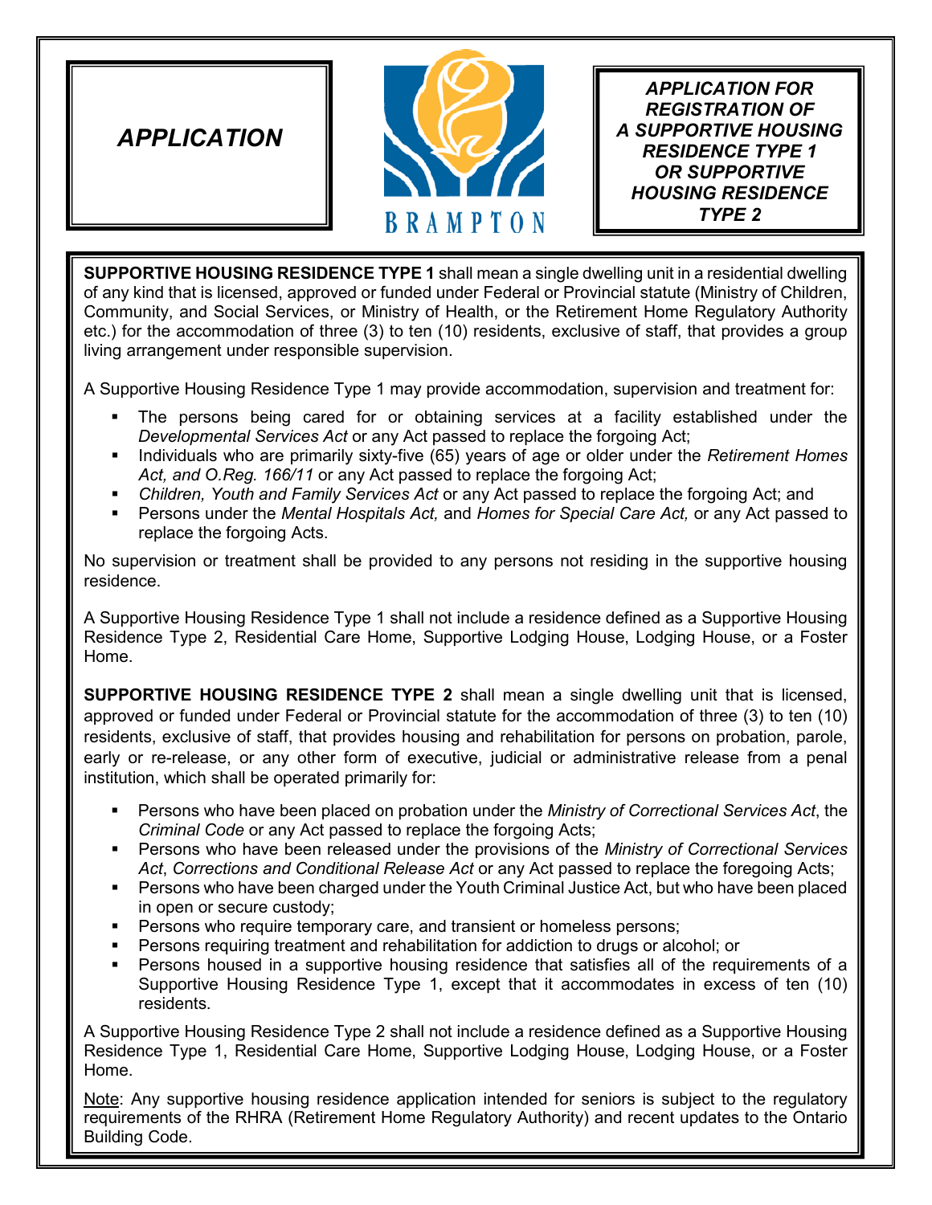# APPLICATION

BRAMPTON

## *APPLICATION FOR REGISTRATION OF A SUPPORTIVE HOUSING RESIDENCE TYPE 1 OR SUPPORTIVE HOUSING RESIDENCE TYPE 2*

**SUPPORTIVE HOUSING RESIDENCE TYPE 1** shall mean a single dwelling unit in a residential dwelling of any kind that is licensed, approved or funded under Federal or Provincial statute (Ministry of Children, Community, and Social Services, or Ministry of Health, or the Retirement Home Regulatory Authority etc.) for the accommodation of three (3) to ten (10) residents, exclusive of staff, that provides a group living arrangement under responsible supervision.

A Supportive Housing Residence Type 1 may provide accommodation, supervision and treatment for:

- The persons being cared for or obtaining services at a facility established under the *Developmental Services Act* or any Act passed to replace the forgoing Act;
- Individuals who are primarily sixty-five (65) years of age or older under the *Retirement Homes Act, and O.Reg. 166/11* or any Act passed to replace the forgoing Act;
- *Children, Youth and Family Services Act* or any Act passed to replace the forgoing Act; and
- Persons under the *Mental Hospitals Act,* and *Homes for Special Care Act,* or any Act passed to replace the forgoing Acts.

No supervision or treatment shall be provided to any persons not residing in the supportive housing residence.

A Supportive Housing Residence Type 1 shall not include a residence defined as a Supportive Housing Residence Type 2, Residential Care Home, Supportive Lodging House, Lodging House, or a Foster Home.

**SUPPORTIVE HOUSING RESIDENCE TYPE 2** shall mean a single dwelling unit that is licensed, approved or funded under Federal or Provincial statute for the accommodation of three (3) to ten (10) residents, exclusive of staff, that provides housing and rehabilitation for persons on probation, parole, early or re-release, or any other form of executive, judicial or administrative release from a penal institution, which shall be operated primarily for:

- Persons who have been placed on probation under the *Ministry of Correctional Services Act*, the *Criminal Code* or any Act passed to replace the forgoing Acts;
- Persons who have been released under the provisions of the *Ministry of Correctional Services Act*, *Corrections and Conditional Release Act* or any Act passed to replace the foregoing Acts;
- Persons who have been charged under the Youth Criminal Justice Act, but who have been placed in open or secure custody;
- Persons who require temporary care, and transient or homeless persons;
- Persons requiring treatment and rehabilitation for addiction to drugs or alcohol; or
- Persons housed in a supportive housing residence that satisfies all of the requirements of a Supportive Housing Residence Type 1, except that it accommodates in excess of ten (10) residents.

A Supportive Housing Residence Type 2 shall not include a residence defined as a Supportive Housing Residence Type 1, Residential Care Home, Supportive Lodging House, Lodging House, or a Foster Home.

Note: Any supportive housing residence application intended for seniors is subject to the regulatory requirements of the RHRA (Retirement Home Regulatory Authority) and recent updates to the Ontario Building Code.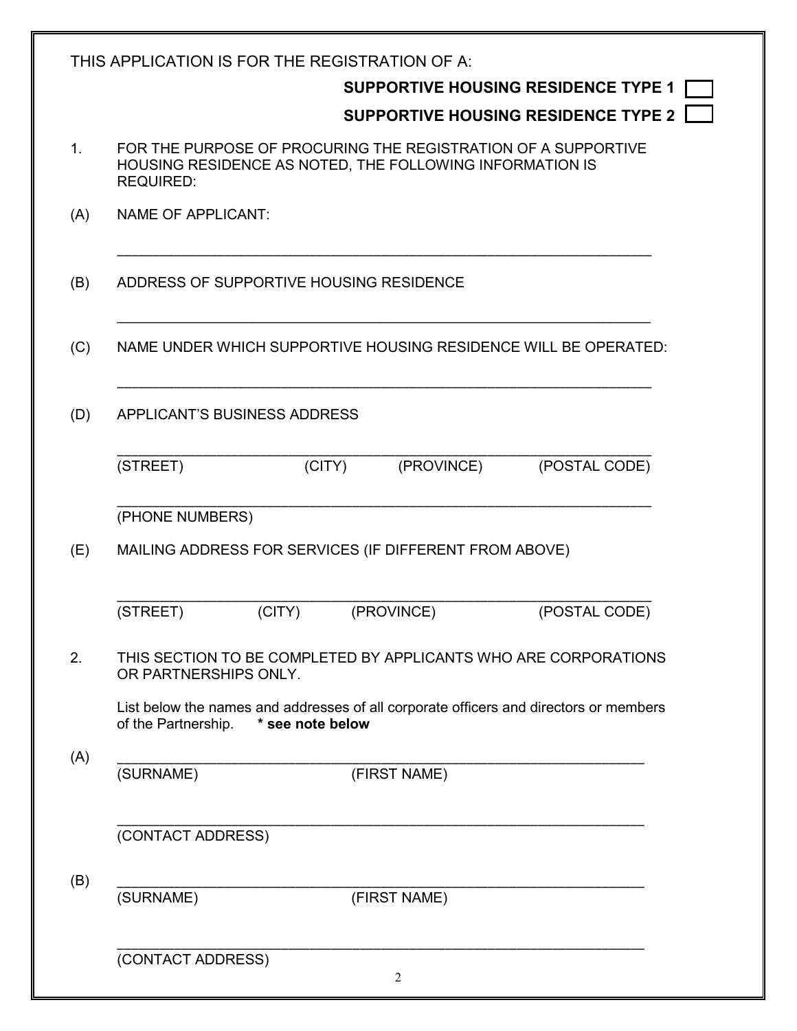THIS APPLICATION IS FOR THE REGISTRATION OF A:

**SUPPORTIVE HOUSING RESIDENCE TYPE 1** ☐

**SUPPORTIVE HOUSING RESIDENCE TYPE 2** ☐

1. FOR THE PURPOSE OF PROCURING THE REGISTRATION OF A SUPPORTIVE HOUSING RESIDENCE AS NOTED, THE FOLLOWING INFORMATION IS REQUIRED:

(A) NAME OF APPLICANT:

_____________________________________________________________________

(B) ADDRESS OF SUPPORTIVE HOUSING RESIDENCE

_____________________________________________________________________

(C) NAME UNDER WHICH SUPPORTIVE HOUSING RESIDENCE WILL BE OPERATED:

_____________________________________________________________________

(D) APPLICANT'S BUSINESS ADDRESS

_____________________________________________________________________
(STREET) (CITY) (PROVINCE) (POSTAL CODE)

_____________________________________________________________________
(PHONE NUMBERS)

(E) MAILING ADDRESS FOR SERVICES (IF DIFFERENT FROM ABOVE)

_____________________________________________________________________
(STREET) (CITY) (PROVINCE) (POSTAL CODE)

2. THIS SECTION TO BE COMPLETED BY APPLICANTS WHO ARE CORPORATIONS OR PARTNERSHIPS ONLY.

   List below the names and addresses of all corporate officers and directors or members of the Partnership. **\* see note below**

(A) _____________________________________________________________________
(SURNAME) (FIRST NAME)

_____________________________________________________________________
(CONTACT ADDRESS)

(B) _____________________________________________________________________
(SURNAME) (FIRST NAME)

_____________________________________________________________________
(CONTACT ADDRESS)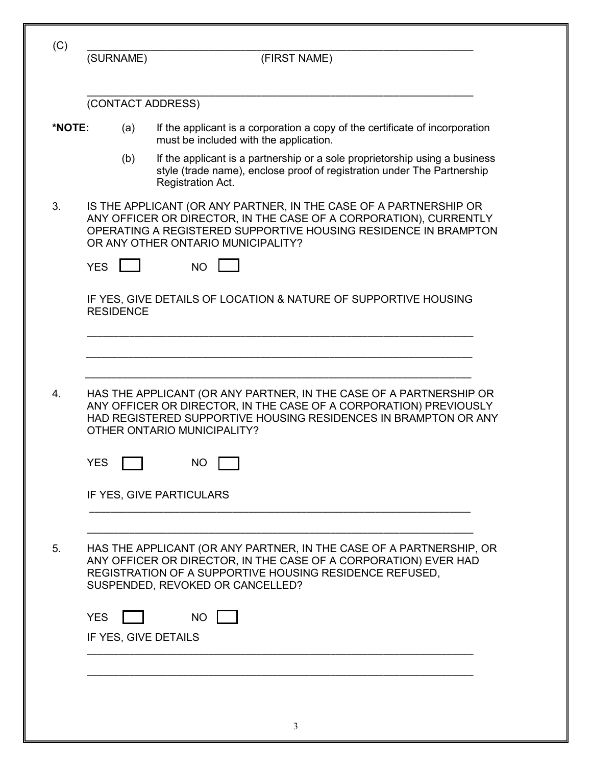(C) \_\_\_\_\_\_\_\_\_\_\_\_\_\_\_\_\_\_\_\_\_\_\_\_\_\_\_\_\_\_\_\_\_\_\_\_\_\_\_\_\_\_\_\_\_\_\_\_\_\_\_\_\_\_\_\_\_\_\_\_

(SURNAME) (FIRST NAME)

\_\_\_\_\_\_\_\_\_\_\_\_\_\_\_\_\_\_\_\_\_\_\_\_\_\_\_\_\_\_\_\_\_\_\_\_\_\_\_\_\_\_\_\_\_\_\_\_\_\_\_\_\_\_\_\_\_\_\_\_

(CONTACT ADDRESS)

**\*NOTE:**

(a) If the applicant is a corporation a copy of the certificate of incorporation must be included with the application.

(b) If the applicant is a partnership or a sole proprietorship using a business style (trade name), enclose proof of registration under The Partnership Registration Act.

3. IS THE APPLICANT (OR ANY PARTNER, IN THE CASE OF A PARTNERSHIP OR ANY OFFICER OR DIRECTOR, IN THE CASE OF A CORPORATION), CURRENTLY OPERATING A REGISTERED SUPPORTIVE HOUSING RESIDENCE IN BRAMPTON OR ANY OTHER ONTARIO MUNICIPALITY?

   YES ☐ NO ☐

   IF YES, GIVE DETAILS OF LOCATION & NATURE OF SUPPORTIVE HOUSING RESIDENCE

   \_\_\_\_\_\_\_\_\_\_\_\_\_\_\_\_\_\_\_\_\_\_\_\_\_\_\_\_\_\_\_\_\_\_\_\_\_\_\_\_\_\_\_\_\_\_\_\_\_\_\_\_\_\_\_\_\_\_\_\_

   \_\_\_\_\_\_\_\_\_\_\_\_\_\_\_\_\_\_\_\_\_\_\_\_\_\_\_\_\_\_\_\_\_\_\_\_\_\_\_\_\_\_\_\_\_\_\_\_\_\_\_\_\_\_\_\_\_\_\_\_

   \_\_\_\_\_\_\_\_\_\_\_\_\_\_\_\_\_\_\_\_\_\_\_\_\_\_\_\_\_\_\_\_\_\_\_\_\_\_\_\_\_\_\_\_\_\_\_\_\_\_\_\_\_\_\_\_\_\_\_\_

4. HAS THE APPLICANT (OR ANY PARTNER, IN THE CASE OF A PARTNERSHIP OR ANY OFFICER OR DIRECTOR, IN THE CASE OF A CORPORATION) PREVIOUSLY HAD REGISTERED SUPPORTIVE HOUSING RESIDENCES IN BRAMPTON OR ANY OTHER ONTARIO MUNICIPALITY?

   YES ☐ NO ☐

   IF YES, GIVE PARTICULARS

   \_\_\_\_\_\_\_\_\_\_\_\_\_\_\_\_\_\_\_\_\_\_\_\_\_\_\_\_\_\_\_\_\_\_\_\_\_\_\_\_\_\_\_\_\_\_\_\_\_\_\_\_\_\_\_\_\_\_\_\_

   \_\_\_\_\_\_\_\_\_\_\_\_\_\_\_\_\_\_\_\_\_\_\_\_\_\_\_\_\_\_\_\_\_\_\_\_\_\_\_\_\_\_\_\_\_\_\_\_\_\_\_\_\_\_\_\_\_\_\_\_

5. HAS THE APPLICANT (OR ANY PARTNER, IN THE CASE OF A PARTNERSHIP, OR ANY OFFICER OR DIRECTOR, IN THE CASE OF A CORPORATION) EVER HAD REGISTRATION OF A SUPPORTIVE HOUSING RESIDENCE REFUSED, SUSPENDED, REVOKED OR CANCELLED?

   YES ☐ NO ☐

   IF YES, GIVE DETAILS

   \_\_\_\_\_\_\_\_\_\_\_\_\_\_\_\_\_\_\_\_\_\_\_\_\_\_\_\_\_\_\_\_\_\_\_\_\_\_\_\_\_\_\_\_\_\_\_\_\_\_\_\_\_\_\_\_\_\_\_\_

   \_\_\_\_\_\_\_\_\_\_\_\_\_\_\_\_\_\_\_\_\_\_\_\_\_\_\_\_\_\_\_\_\_\_\_\_\_\_\_\_\_\_\_\_\_\_\_\_\_\_\_\_\_\_\_\_\_\_\_\_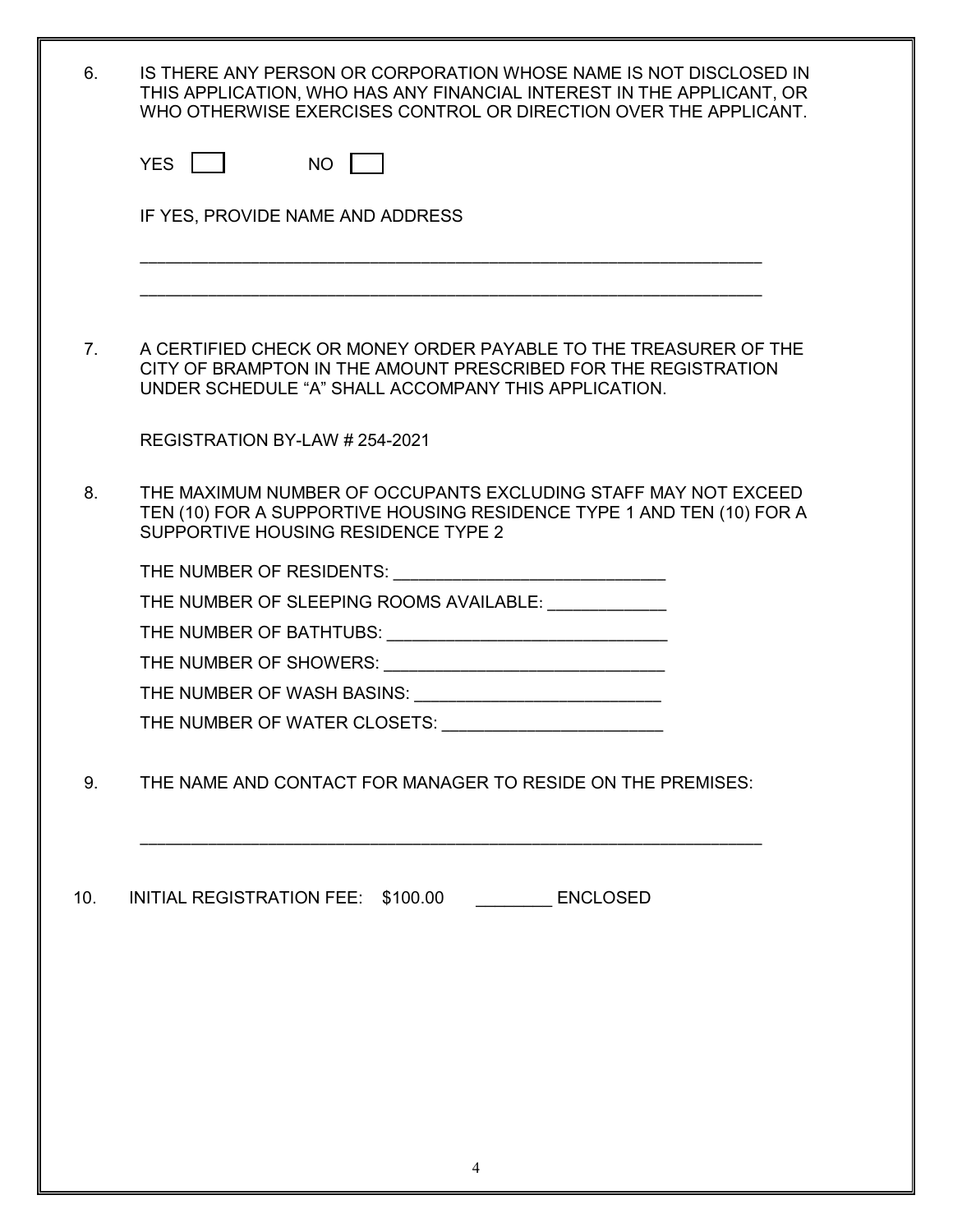6. IS THERE ANY PERSON OR CORPORATION WHOSE NAME IS NOT DISCLOSED IN THIS APPLICATION, WHO HAS ANY FINANCIAL INTEREST IN THE APPLICANT, OR WHO OTHERWISE EXERCISES CONTROL OR DIRECTION OVER THE APPLICANT.

   YES ☐ NO ☐

   IF YES, PROVIDE NAME AND ADDRESS

   ___________________________________________________________________

   ___________________________________________________________________

7. A CERTIFIED CHECK OR MONEY ORDER PAYABLE TO THE TREASURER OF THE CITY OF BRAMPTON IN THE AMOUNT PRESCRIBED FOR THE REGISTRATION UNDER SCHEDULE "A" SHALL ACCOMPANY THIS APPLICATION.

   REGISTRATION BY-LAW # 254-2021

8. THE MAXIMUM NUMBER OF OCCUPANTS EXCLUDING STAFF MAY NOT EXCEED TEN (10) FOR A SUPPORTIVE HOUSING RESIDENCE TYPE 1 AND TEN (10) FOR A SUPPORTIVE HOUSING RESIDENCE TYPE 2

   THE NUMBER OF RESIDENTS: ____________________________

   THE NUMBER OF SLEEPING ROOMS AVAILABLE: ____________

   THE NUMBER OF BATHTUBS: _____________________________

   THE NUMBER OF SHOWERS: _____________________________

   THE NUMBER OF WASH BASINS: _________________________

   THE NUMBER OF WATER CLOSETS: _______________________

9. THE NAME AND CONTACT FOR MANAGER TO RESIDE ON THE PREMISES:

   ___________________________________________________________________

10. INITIAL REGISTRATION FEE: $100.00 ________ ENCLOSED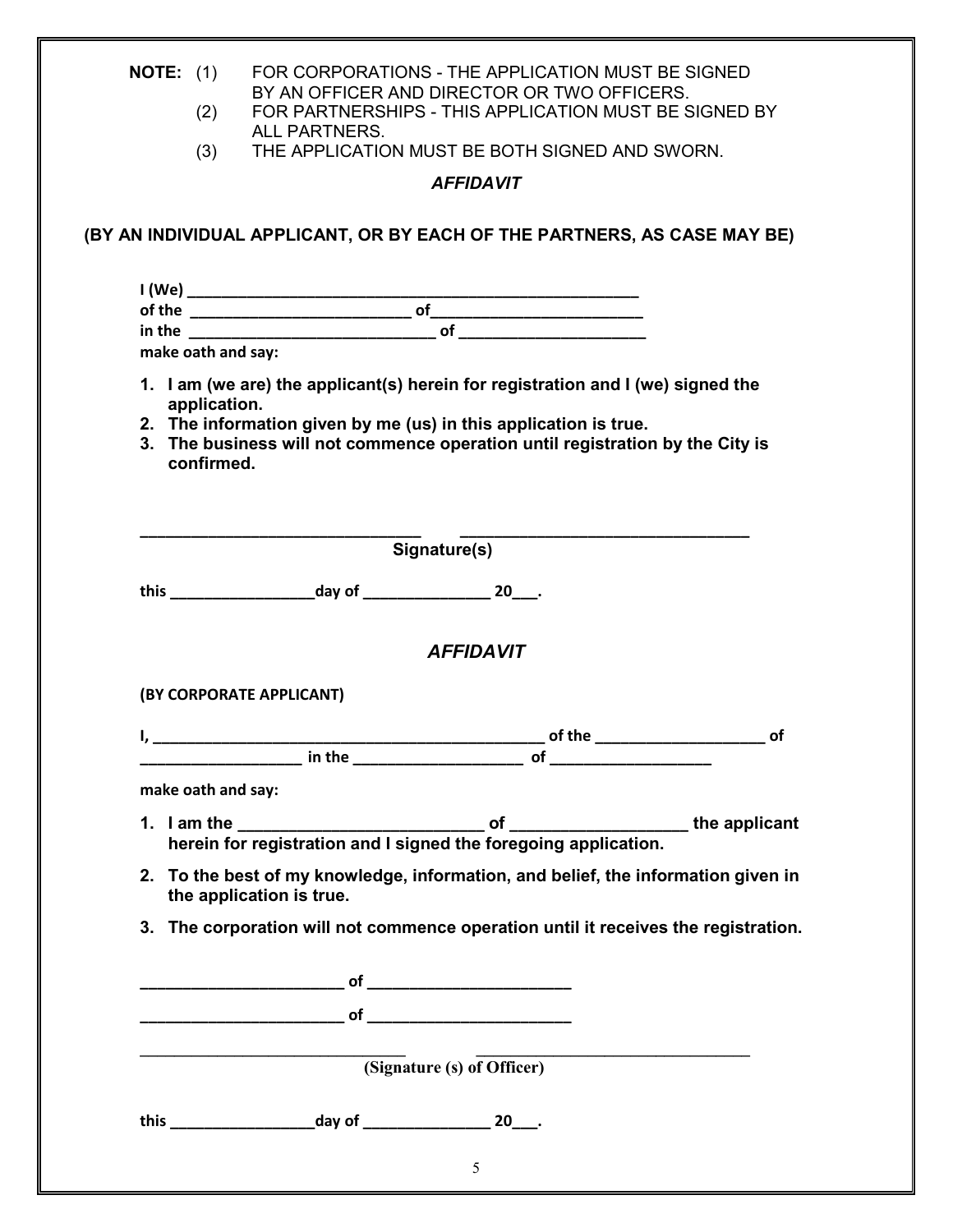**NOTE:** (1) FOR CORPORATIONS - THE APPLICATION MUST BE SIGNED BY AN OFFICER AND DIRECTOR OR TWO OFFICERS.
(2) FOR PARTNERSHIPS - THIS APPLICATION MUST BE SIGNED BY ALL PARTNERS.
(3) THE APPLICATION MUST BE BOTH SIGNED AND SWORN.

## *AFFIDAVIT*

**(BY AN INDIVIDUAL APPLICANT, OR BY EACH OF THE PARTNERS, AS CASE MAY BE)**

**I (We) ___________________________________________________**
**of the _________________________ of________________________**
**in the ____________________________ of _____________________**
**make oath and say:**

1. **I am (we are) the applicant(s) herein for registration and I (we) signed the application.**
2. **The information given by me (us) in this application is true.**
3. **The business will not commence operation until registration by the City is confirmed.**

______________________________ ________________________________
**Signature(s)**

**this ________________day of ______________ 20___.**

## *AFFIDAVIT*

**(BY CORPORATE APPLICANT)**

**I, ____________________________________________ of the ___________________ of __________________ in the ___________________ of __________________**

**make oath and say:**

1. **I am the __________________________ of ___________________ the applicant herein for registration and I signed the foregoing application.**
2. **To the best of my knowledge, information, and belief, the information given in the application is true.**
3. **The corporation will not commence operation until it receives the registration.**

**______________________ of ______________________**

**______________________ of ______________________**

______________________________ ______________________________
**(Signature (s) of Officer)**

**this ________________day of ______________ 20___.**